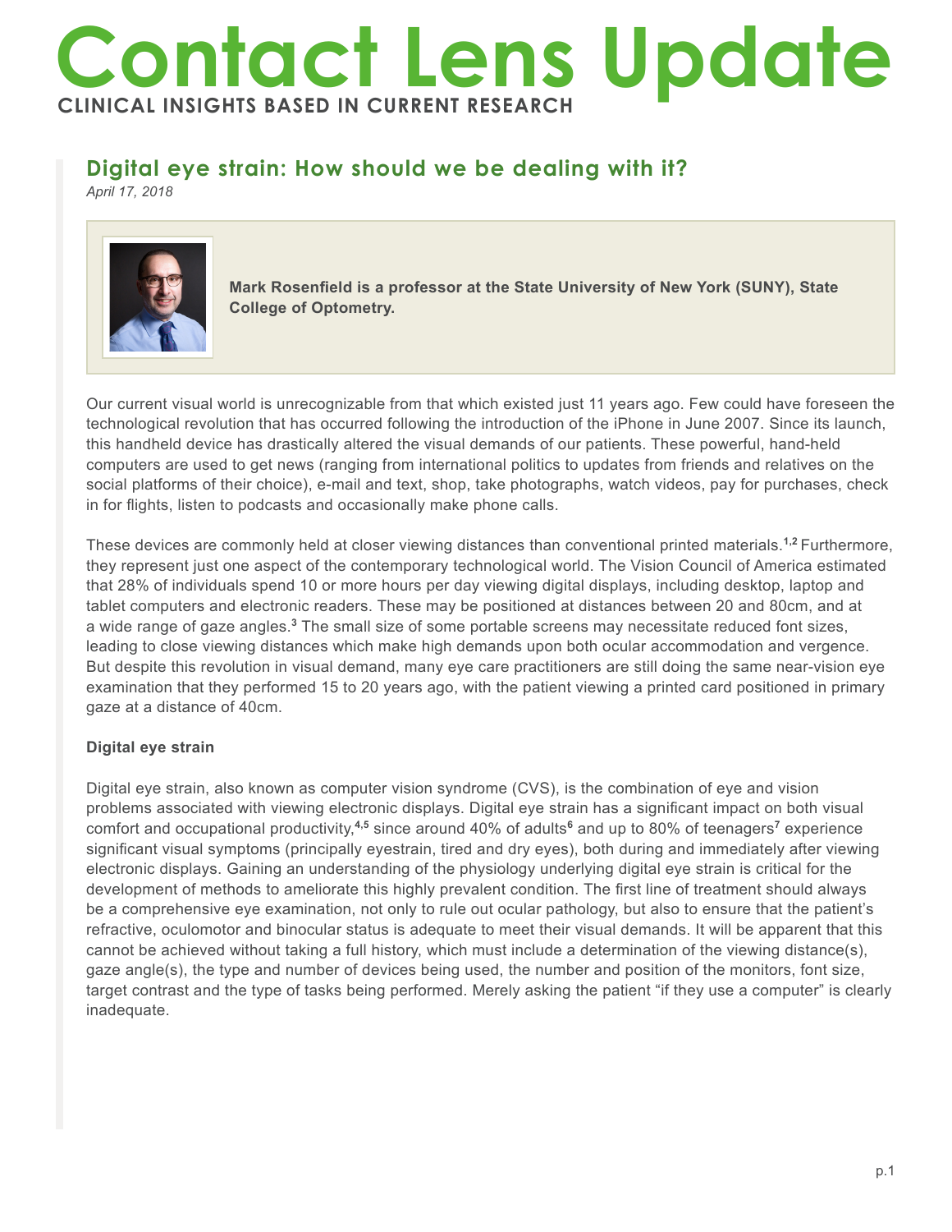# Contact Lens Update

**CLINICAL INSIGHTS BASED IN CURRENT RESEARCH**

## Digital eye strain: How should we be dealing with it?

*April 17, 2018*

**Mark Rosenfield is a professor at the State University of New York (SUNY), State College of Optometry.**

Our current visual world is unrecognizable from that which existed just 11 years ago. Few could have foreseen the technological revolution that has occurred following the introduction of the iPhone in June 2007. Since its launch, this handheld device has drastically altered the visual demands of our patients. These powerful, hand-held computers are used to get news (ranging from international politics to updates from friends and relatives on the social platforms of their choice), e-mail and text, shop, take photographs, watch videos, pay for purchases, check in for flights, listen to podcasts and occasionally make phone calls.

These devices are commonly held at closer viewing distances than conventional printed materials.[1,2] Furthermore, they represent just one aspect of the contemporary technological world. The Vision Council of America estimated that 28% of individuals spend 10 or more hours per day viewing digital displays, including desktop, laptop and tablet computers and electronic readers. These may be positioned at distances between 20 and 80cm, and at a wide range of gaze angles.[3] The small size of some portable screens may necessitate reduced font sizes, leading to close viewing distances which make high demands upon both ocular accommodation and vergence. But despite this revolution in visual demand, many eye care practitioners are still doing the same near-vision eye examination that they performed 15 to 20 years ago, with the patient viewing a printed card positioned in primary gaze at a distance of 40cm.

### Digital eye strain

Digital eye strain, also known as computer vision syndrome (CVS), is the combination of eye and vision problems associated with viewing electronic displays. Digital eye strain has a significant impact on both visual comfort and occupational productivity,[4,5] since around 40% of adults[6] and up to 80% of teenagers[7] experience significant visual symptoms (principally eyestrain, tired and dry eyes), both during and immediately after viewing electronic displays. Gaining an understanding of the physiology underlying digital eye strain is critical for the development of methods to ameliorate this highly prevalent condition. The first line of treatment should always be a comprehensive eye examination, not only to rule out ocular pathology, but also to ensure that the patient's refractive, oculomotor and binocular status is adequate to meet their visual demands. It will be apparent that this cannot be achieved without taking a full history, which must include a determination of the viewing distance(s), gaze angle(s), the type and number of devices being used, the number and position of the monitors, font size, target contrast and the type of tasks being performed. Merely asking the patient "if they use a computer" is clearly inadequate.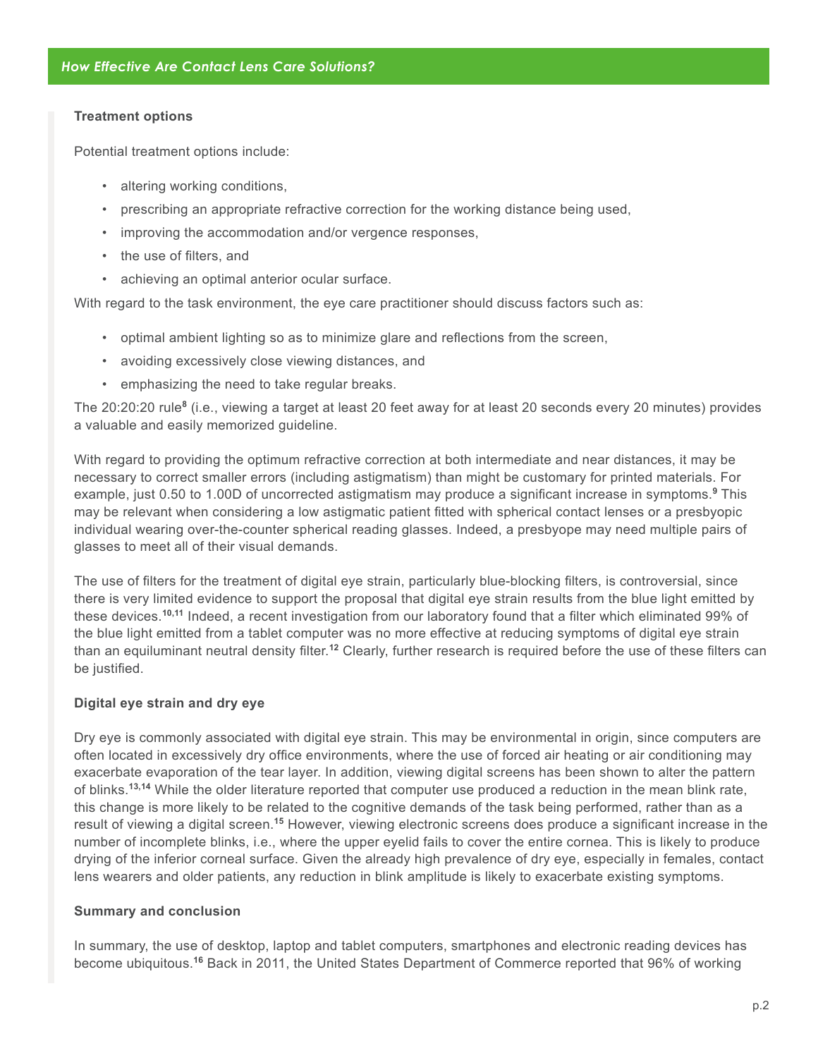### Treatment options

Potential treatment options include:

- altering working conditions,
- prescribing an appropriate refractive correction for the working distance being used,
- improving the accommodation and/or vergence responses,
- the use of filters, and
- achieving an optimal anterior ocular surface.

With regard to the task environment, the eye care practitioner should discuss factors such as:

- optimal ambient lighting so as to minimize glare and reflections from the screen,
- avoiding excessively close viewing distances, and
- emphasizing the need to take regular breaks.

The 20:20:20 rule[8] (i.e., viewing a target at least 20 feet away for at least 20 seconds every 20 minutes) provides a valuable and easily memorized guideline.

With regard to providing the optimum refractive correction at both intermediate and near distances, it may be necessary to correct smaller errors (including astigmatism) than might be customary for printed materials. For example, just 0.50 to 1.00D of uncorrected astigmatism may produce a significant increase in symptoms.[9] This may be relevant when considering a low astigmatic patient fitted with spherical contact lenses or a presbyopic individual wearing over-the-counter spherical reading glasses. Indeed, a presbyope may need multiple pairs of glasses to meet all of their visual demands.

The use of filters for the treatment of digital eye strain, particularly blue-blocking filters, is controversial, since there is very limited evidence to support the proposal that digital eye strain results from the blue light emitted by these devices.[10,11] Indeed, a recent investigation from our laboratory found that a filter which eliminated 99% of the blue light emitted from a tablet computer was no more effective at reducing symptoms of digital eye strain than an equiluminant neutral density filter.[12] Clearly, further research is required before the use of these filters can be justified.

### Digital eye strain and dry eye

Dry eye is commonly associated with digital eye strain. This may be environmental in origin, since computers are often located in excessively dry office environments, where the use of forced air heating or air conditioning may exacerbate evaporation of the tear layer. In addition, viewing digital screens has been shown to alter the pattern of blinks.[13,14] While the older literature reported that computer use produced a reduction in the mean blink rate, this change is more likely to be related to the cognitive demands of the task being performed, rather than as a result of viewing a digital screen.[15] However, viewing electronic screens does produce a significant increase in the number of incomplete blinks, i.e., where the upper eyelid fails to cover the entire cornea. This is likely to produce drying of the inferior corneal surface. Given the already high prevalence of dry eye, especially in females, contact lens wearers and older patients, any reduction in blink amplitude is likely to exacerbate existing symptoms.

### Summary and conclusion

In summary, the use of desktop, laptop and tablet computers, smartphones and electronic reading devices has become ubiquitous.[16] Back in 2011, the United States Department of Commerce reported that 96% of working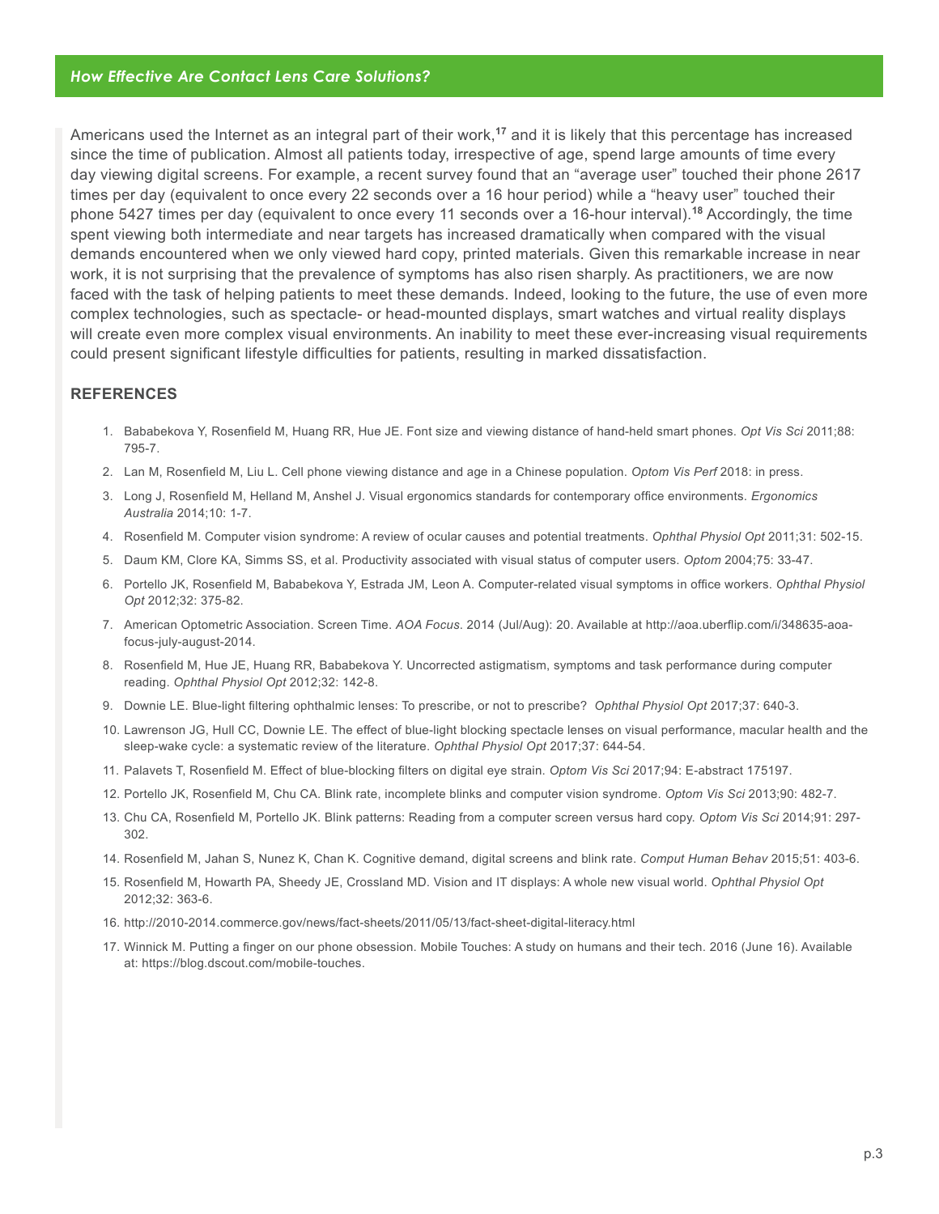Americans used the Internet as an integral part of their work,[17] and it is likely that this percentage has increased since the time of publication. Almost all patients today, irrespective of age, spend large amounts of time every day viewing digital screens. For example, a recent survey found that an "average user" touched their phone 2617 times per day (equivalent to once every 22 seconds over a 16 hour period) while a "heavy user" touched their phone 5427 times per day (equivalent to once every 11 seconds over a 16-hour interval).[18] Accordingly, the time spent viewing both intermediate and near targets has increased dramatically when compared with the visual demands encountered when we only viewed hard copy, printed materials. Given this remarkable increase in near work, it is not surprising that the prevalence of symptoms has also risen sharply. As practitioners, we are now faced with the task of helping patients to meet these demands. Indeed, looking to the future, the use of even more complex technologies, such as spectacle- or head-mounted displays, smart watches and virtual reality displays will create even more complex visual environments. An inability to meet these ever-increasing visual requirements could present significant lifestyle difficulties for patients, resulting in marked dissatisfaction.

## REFERENCES

1. Bababekova Y, Rosenfield M, Huang RR, Hue JE. Font size and viewing distance of hand-held smart phones. *Opt Vis Sci* 2011;88: 795-7.
2. Lan M, Rosenfield M, Liu L. Cell phone viewing distance and age in a Chinese population. *Optom Vis Perf* 2018: in press.
3. Long J, Rosenfield M, Helland M, Anshel J. Visual ergonomics standards for contemporary office environments. *Ergonomics Australia* 2014;10: 1-7.
4. Rosenfield M. Computer vision syndrome: A review of ocular causes and potential treatments. *Ophthal Physiol Opt* 2011;31: 502-15.
5. Daum KM, Clore KA, Simms SS, et al. Productivity associated with visual status of computer users. *Optom* 2004;75: 33-47.
6. Portello JK, Rosenfield M, Bababekova Y, Estrada JM, Leon A. Computer-related visual symptoms in office workers. *Ophthal Physiol Opt* 2012;32: 375-82.
7. American Optometric Association. Screen Time. *AOA Focus*. 2014 (Jul/Aug): 20. Available at http://aoa.uberflip.com/i/348635-aoa-focus-july-august-2014.
8. Rosenfield M, Hue JE, Huang RR, Bababekova Y. Uncorrected astigmatism, symptoms and task performance during computer reading. *Ophthal Physiol Opt* 2012;32: 142-8.
9. Downie LE. Blue-light filtering ophthalmic lenses: To prescribe, or not to prescribe? *Ophthal Physiol Opt* 2017;37: 640-3.
10. Lawrenson JG, Hull CC, Downie LE. The effect of blue-light blocking spectacle lenses on visual performance, macular health and the sleep-wake cycle: a systematic review of the literature. *Ophthal Physiol Opt* 2017;37: 644-54.
11. Palavets T, Rosenfield M. Effect of blue-blocking filters on digital eye strain. *Optom Vis Sci* 2017;94: E-abstract 175197.
12. Portello JK, Rosenfield M, Chu CA. Blink rate, incomplete blinks and computer vision syndrome. *Optom Vis Sci* 2013;90: 482-7.
13. Chu CA, Rosenfield M, Portello JK. Blink patterns: Reading from a computer screen versus hard copy. *Optom Vis Sci* 2014;91: 297-302.
14. Rosenfield M, Jahan S, Nunez K, Chan K. Cognitive demand, digital screens and blink rate. *Comput Human Behav* 2015;51: 403-6.
15. Rosenfield M, Howarth PA, Sheedy JE, Crossland MD. Vision and IT displays: A whole new visual world. *Ophthal Physiol Opt* 2012;32: 363-6.
16. http://2010-2014.commerce.gov/news/fact-sheets/2011/05/13/fact-sheet-digital-literacy.html
17. Winnick M. Putting a finger on our phone obsession. Mobile Touches: A study on humans and their tech. 2016 (June 16). Available at: https://blog.dscout.com/mobile-touches.